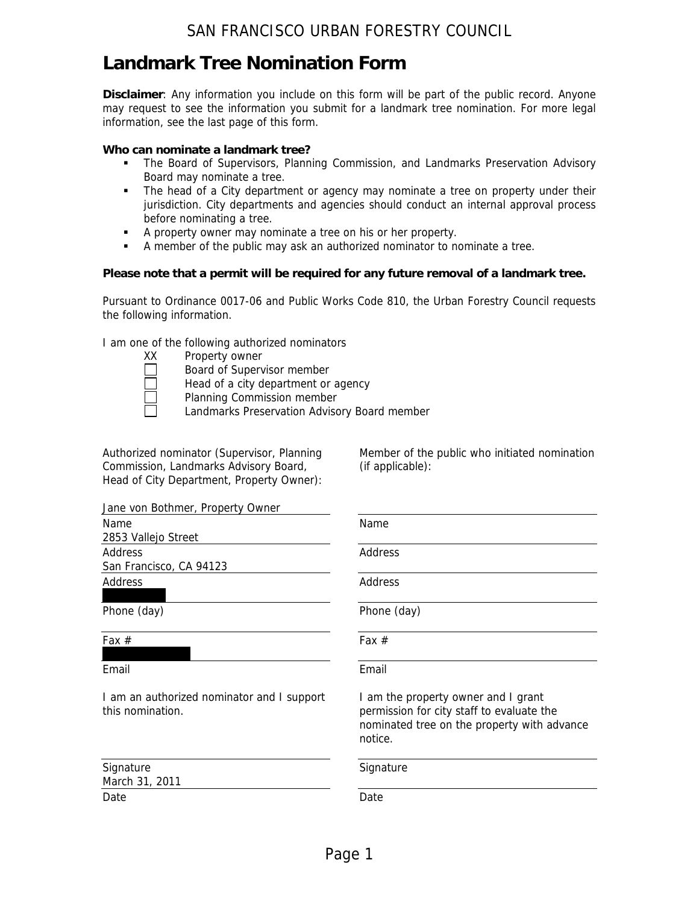SAN FRANCISCO URBAN FORESTRY COUNCIL

# Landmark Tree Nomination Form

**Disclaimer**: Any information you include on this form will be part of the public record. Anyone may request to see the information you submit for a landmark tree nomination. For more legal information, see the last page of this form.

**Who can nominate a landmark tree?**

- The Board of Supervisors, Planning Commission, and Landmarks Preservation Advisory Board may nominate a tree.
- The head of a City department or agency may nominate a tree on property under their jurisdiction. City departments and agencies should conduct an internal approval process before nominating a tree.
- A property owner may nominate a tree on his or her property.
- A member of the public may ask an authorized nominator to nominate a tree.

**Please note that a permit will be required for any future removal of a landmark tree.**

Pursuant to Ordinance 0017-06 and Public Works Code 810, the Urban Forestry Council requests the following information.

I am one of the following authorized nominators

- XX Property owner
- ☐ Board of Supervisor member
- ☐ Head of a city department or agency
- ☐ Planning Commission member
- ☐ Landmarks Preservation Advisory Board member

| Authorized nominator (Supervisor, Planning Commission, Landmarks Advisory Board, Head of City Department, Property Owner): | Member of the public who initiated nomination (if applicable): |
| --- | --- |
| Name: Jane von Bothmer, Property Owner | Name: |
| Address: 2853 Vallejo Street | Address: |
| Address: San Francisco, CA 94123 | Address: |
| Phone (day): [redacted] | Phone (day): |
| Fax #: | Fax #: |
| Email: [redacted] | Email: |
| I am an authorized nominator and I support this nomination. | I am the property owner and I grant permission for city staff to evaluate the nominated tree on the property with advance notice. |
| Signature: | Signature: |
| Date: March 31, 2011 | Date: |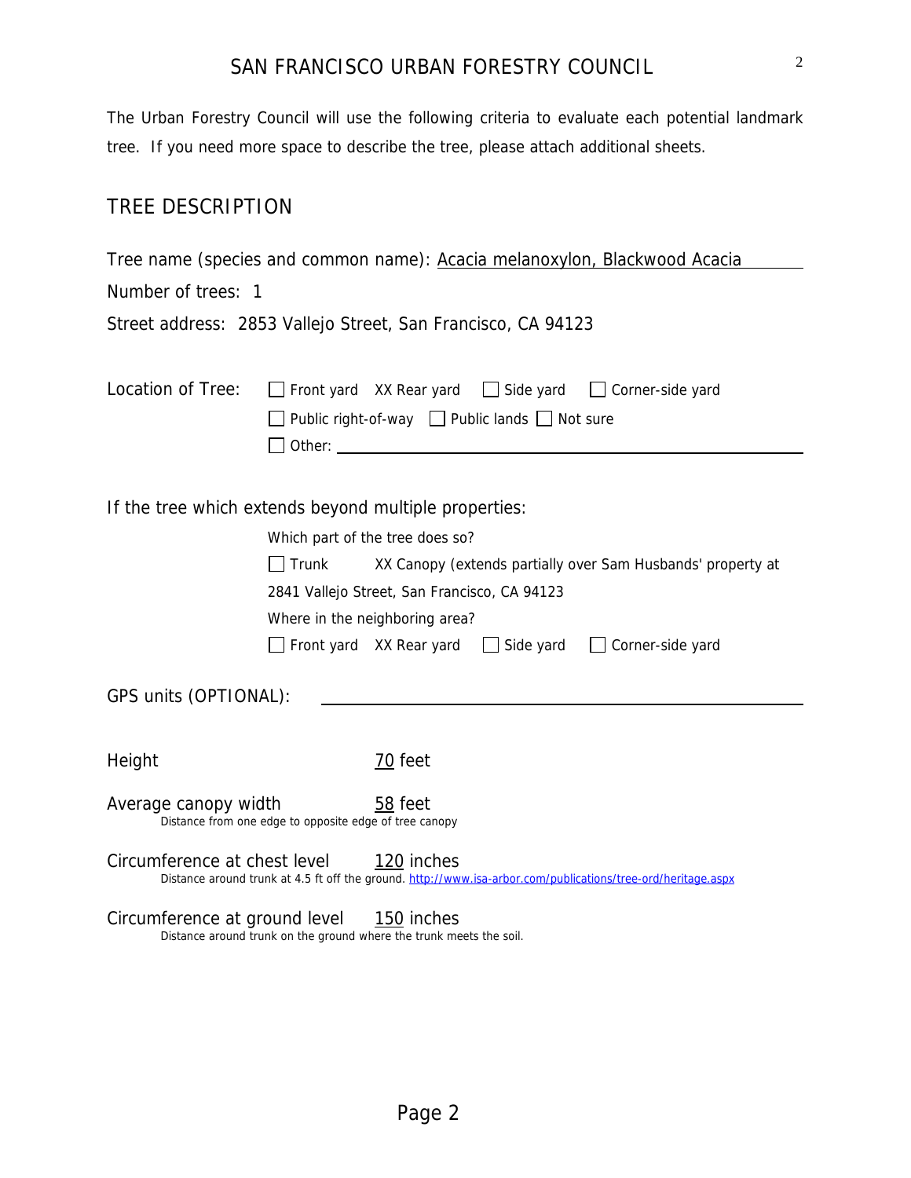# SAN FRANCISCO URBAN FORESTRY COUNCIL

The Urban Forestry Council will use the following criteria to evaluate each potential landmark tree. If you need more space to describe the tree, please attach additional sheets.

## TREE DESCRIPTION

Tree name (species and common name): Acacia melanoxylon, Blackwood Acacia

Number of trees: 1

Street address: 2853 Vallejo Street, San Francisco, CA 94123

Location of Tree: ☐ Front yard XX Rear yard ☐ Side yard ☐ Corner-side yard
☐ Public right-of-way ☐ Public lands ☐ Not sure
☐ Other: ___________

If the tree which extends beyond multiple properties:

Which part of the tree does so?

☐ Trunk XX Canopy (extends partially over Sam Husbands' property at 2841 Vallejo Street, San Francisco, CA 94123

Where in the neighboring area?

☐ Front yard XX Rear yard ☐ Side yard ☐ Corner-side yard

GPS units (OPTIONAL): ___________

Height 70 feet

Average canopy width 58 feet
Distance from one edge to opposite edge of tree canopy

Circumference at chest level 120 inches
Distance around trunk at 4.5 ft off the ground. http://www.isa-arbor.com/publications/tree-ord/heritage.aspx

Circumference at ground level 150 inches
Distance around trunk on the ground where the trunk meets the soil.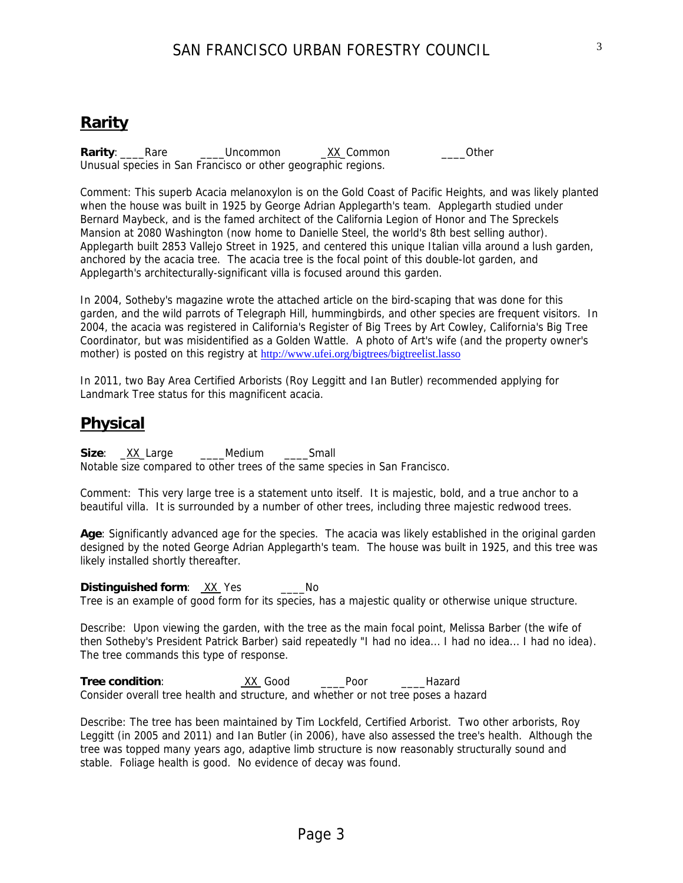## Rarity

**Rarity**: ____Rare ____Uncommon _XX_Common ____Other
Unusual species in San Francisco or other geographic regions.

Comment: This superb Acacia melanoxylon is on the Gold Coast of Pacific Heights, and was likely planted when the house was built in 1925 by George Adrian Applegarth's team. Applegarth studied under Bernard Maybeck, and is the famed architect of the California Legion of Honor and The Spreckels Mansion at 2080 Washington (now home to Danielle Steel, the world's 8th best selling author). Applegarth built 2853 Vallejo Street in 1925, and centered this unique Italian villa around a lush garden, anchored by the acacia tree. The acacia tree is the focal point of this double-lot garden, and Applegarth's architecturally-significant villa is focused around this garden.

In 2004, Sotheby's magazine wrote the attached article on the bird-scaping that was done for this garden, and the wild parrots of Telegraph Hill, hummingbirds, and other species are frequent visitors. In 2004, the acacia was registered in California's Register of Big Trees by Art Cowley, California's Big Tree Coordinator, but was misidentified as a Golden Wattle. A photo of Art's wife (and the property owner's mother) is posted on this registry at http://www.ufei.org/bigtrees/bigtreelist.lasso

In 2011, two Bay Area Certified Arborists (Roy Leggitt and Ian Butler) recommended applying for Landmark Tree status for this magnificent acacia.

## Physical

**Size**: _XX_Large ____Medium ____Small
Notable size compared to other trees of the same species in San Francisco.

Comment: This very large tree is a statement unto itself. It is majestic, bold, and a true anchor to a beautiful villa. It is surrounded by a number of other trees, including three majestic redwood trees.

**Age**: Significantly advanced age for the species. The acacia was likely established in the original garden designed by the noted George Adrian Applegarth's team. The house was built in 1925, and this tree was likely installed shortly thereafter.

**Distinguished form**: _XX_ Yes ____No
Tree is an example of good form for its species, has a majestic quality or otherwise unique structure.

Describe: Upon viewing the garden, with the tree as the main focal point, Melissa Barber (the wife of then Sotheby's President Patrick Barber) said repeatedly "I had no idea... I had no idea... I had no idea). The tree commands this type of response.

**Tree condition**: _XX_ Good ____Poor ____Hazard
Consider overall tree health and structure, and whether or not tree poses a hazard

Describe: The tree has been maintained by Tim Lockfeld, Certified Arborist. Two other arborists, Roy Leggitt (in 2005 and 2011) and Ian Butler (in 2006), have also assessed the tree's health. Although the tree was topped many years ago, adaptive limb structure is now reasonably structurally sound and stable. Foliage health is good. No evidence of decay was found.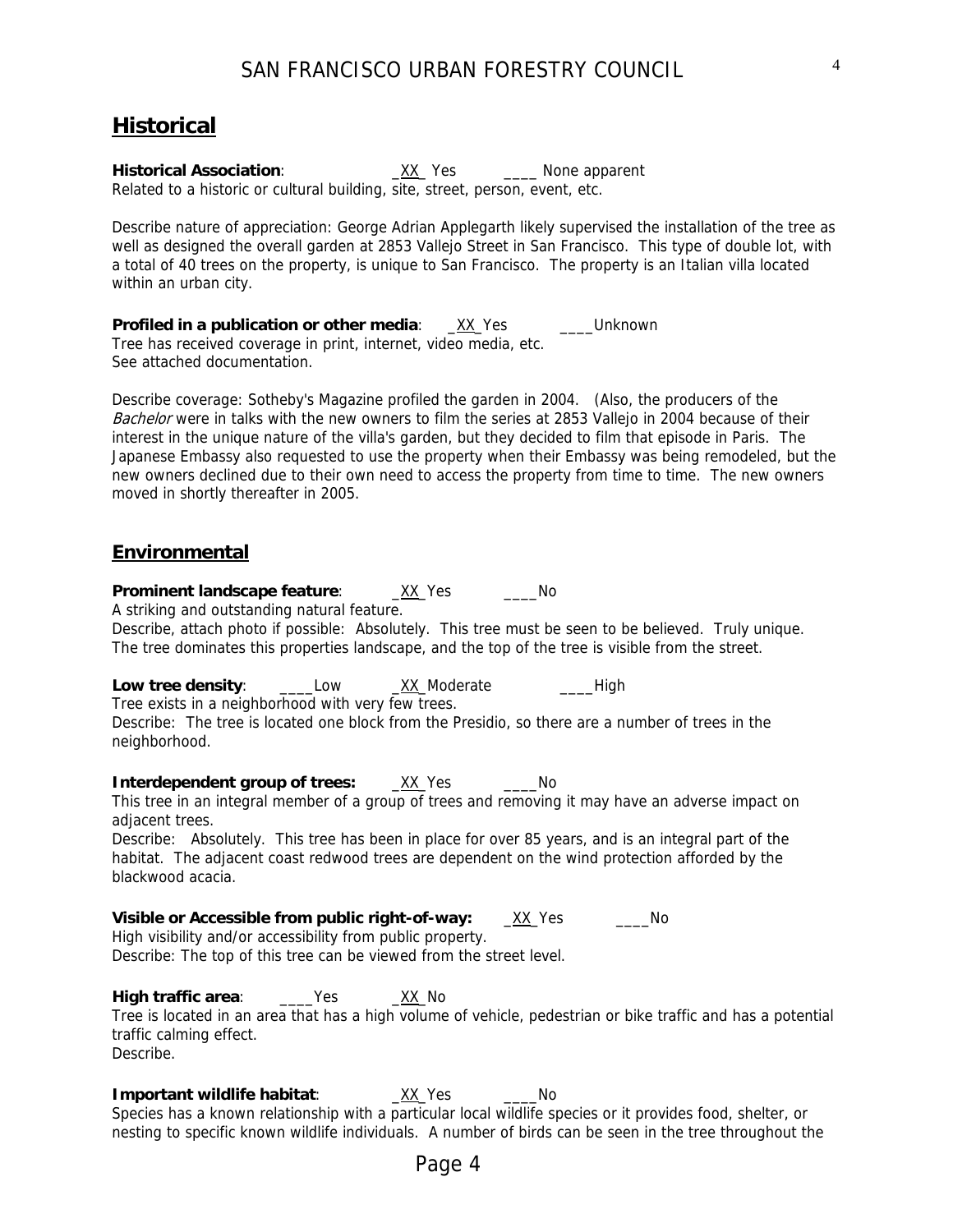## Historical

**Historical Association**: _XX_ Yes ____ None apparent
Related to a historic or cultural building, site, street, person, event, etc.

Describe nature of appreciation: George Adrian Applegarth likely supervised the installation of the tree as well as designed the overall garden at 2853 Vallejo Street in San Francisco. This type of double lot, with a total of 40 trees on the property, is unique to San Francisco. The property is an Italian villa located within an urban city.

**Profiled in a publication or other media**: _XX_Yes ____Unknown
Tree has received coverage in print, internet, video media, etc.
See attached documentation.

Describe coverage: Sotheby's Magazine profiled the garden in 2004. (Also, the producers of the *Bachelor* were in talks with the new owners to film the series at 2853 Vallejo in 2004 because of their interest in the unique nature of the villa's garden, but they decided to film that episode in Paris. The Japanese Embassy also requested to use the property when their Embassy was being remodeled, but the new owners declined due to their own need to access the property from time to time. The new owners moved in shortly thereafter in 2005.

## Environmental

**Prominent landscape feature**: _XX_Yes ____No
A striking and outstanding natural feature.
Describe, attach photo if possible: Absolutely. This tree must be seen to be believed. Truly unique. The tree dominates this properties landscape, and the top of the tree is visible from the street.

**Low tree density**: ____Low _XX_Moderate ____High
Tree exists in a neighborhood with very few trees.
Describe: The tree is located one block from the Presidio, so there are a number of trees in the neighborhood.

**Interdependent group of trees:** _XX_Yes ____No
This tree in an integral member of a group of trees and removing it may have an adverse impact on adjacent trees.
Describe: Absolutely. This tree has been in place for over 85 years, and is an integral part of the habitat. The adjacent coast redwood trees are dependent on the wind protection afforded by the blackwood acacia.

**Visible or Accessible from public right-of-way:** _XX_Yes ____No
High visibility and/or accessibility from public property.
Describe: The top of this tree can be viewed from the street level.

**High traffic area**: ____Yes _XX_No
Tree is located in an area that has a high volume of vehicle, pedestrian or bike traffic and has a potential traffic calming effect.
Describe.

**Important wildlife habitat**: _XX_Yes ____No
Species has a known relationship with a particular local wildlife species or it provides food, shelter, or nesting to specific known wildlife individuals. A number of birds can be seen in the tree throughout the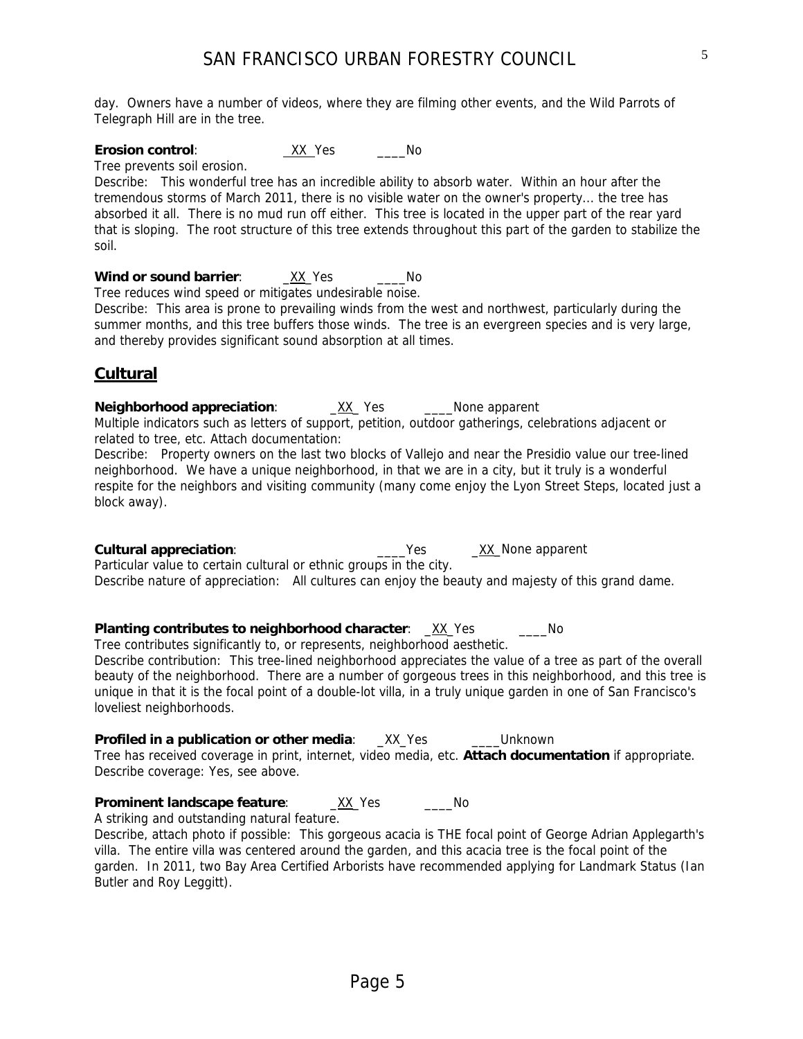day. Owners have a number of videos, where they are filming other events, and the Wild Parrots of Telegraph Hill are in the tree.

**Erosion control**: __XX_Yes ____No

Tree prevents soil erosion.

Describe: This wonderful tree has an incredible ability to absorb water. Within an hour after the tremendous storms of March 2011, there is no visible water on the owner's property... the tree has absorbed it all. There is no mud run off either. This tree is located in the upper part of the rear yard that is sloping. The root structure of this tree extends throughout this part of the garden to stabilize the soil.

**Wind or sound barrier**: _XX_Yes ____No

Tree reduces wind speed or mitigates undesirable noise.

Describe: This area is prone to prevailing winds from the west and northwest, particularly during the summer months, and this tree buffers those winds. The tree is an evergreen species and is very large, and thereby provides significant sound absorption at all times.

## Cultural

**Neighborhood appreciation**: _XX_ Yes ____None apparent

Multiple indicators such as letters of support, petition, outdoor gatherings, celebrations adjacent or related to tree, etc. Attach documentation:

Describe: Property owners on the last two blocks of Vallejo and near the Presidio value our tree-lined neighborhood. We have a unique neighborhood, in that we are in a city, but it truly is a wonderful respite for the neighbors and visiting community (many come enjoy the Lyon Street Steps, located just a block away).

**Cultural appreciation**: ____Yes _XX_None apparent

Particular value to certain cultural or ethnic groups in the city.

Describe nature of appreciation: All cultures can enjoy the beauty and majesty of this grand dame.

**Planting contributes to neighborhood character**: _XX_Yes ____No

Tree contributes significantly to, or represents, neighborhood aesthetic.

Describe contribution: This tree-lined neighborhood appreciates the value of a tree as part of the overall beauty of the neighborhood. There are a number of gorgeous trees in this neighborhood, and this tree is unique in that it is the focal point of a double-lot villa, in a truly unique garden in one of San Francisco's loveliest neighborhoods.

**Profiled in a publication or other media**: _XX_Yes ____Unknown

Tree has received coverage in print, internet, video media, etc. **Attach documentation** if appropriate.

Describe coverage: Yes, see above.

**Prominent landscape feature**: _XX_Yes ____No

A striking and outstanding natural feature.

Describe, attach photo if possible: This gorgeous acacia is THE focal point of George Adrian Applegarth's villa. The entire villa was centered around the garden, and this acacia tree is the focal point of the garden. In 2011, two Bay Area Certified Arborists have recommended applying for Landmark Status (Ian Butler and Roy Leggitt).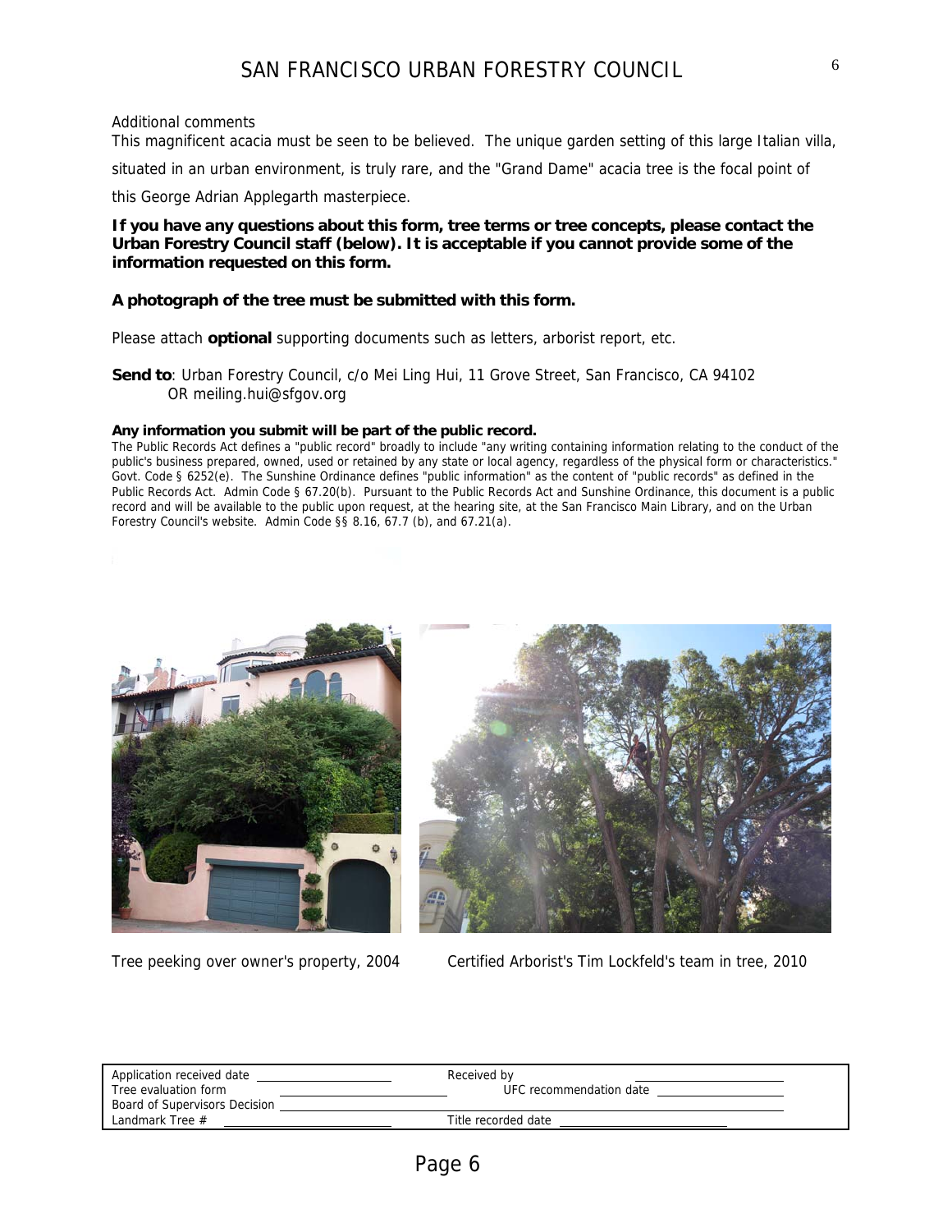Additional comments

This magnificent acacia must be seen to be believed. The unique garden setting of this large Italian villa, situated in an urban environment, is truly rare, and the "Grand Dame" acacia tree is the focal point of this George Adrian Applegarth masterpiece.

**If you have any questions about this form, tree terms or tree concepts, please contact the Urban Forestry Council staff (below). It is acceptable if you cannot provide some of the information requested on this form.**

**A photograph of the tree must be submitted with this form.**

Please attach **optional** supporting documents such as letters, arborist report, etc.

**Send to**: Urban Forestry Council, c/o Mei Ling Hui, 11 Grove Street, San Francisco, CA 94102
OR meiling.hui@sfgov.org

**Any information you submit will be part of the public record.**

The Public Records Act defines a "public record" broadly to include "any writing containing information relating to the conduct of the public's business prepared, owned, used or retained by any state or local agency, regardless of the physical form or characteristics." Govt. Code § 6252(e). The Sunshine Ordinance defines "public information" as the content of "public records" as defined in the Public Records Act. Admin Code § 67.20(b). Pursuant to the Public Records Act and Sunshine Ordinance, this document is a public record and will be available to the public upon request, at the hearing site, at the San Francisco Main Library, and on the Urban Forestry Council's website. Admin Code §§ 8.16, 67.7 (b), and 67.21(a).

Tree peeking over owner's property, 2004

Certified Arborist's Tim Lockfeld's team in tree, 2010

| | |
|---|---|
| Application received date ____ | Received by ____ |
| Tree evaluation form ____ | UFC recommendation date ____ |
| Board of Supervisors Decision ____ | |
| Landmark Tree # ____ | Title recorded date ____ |